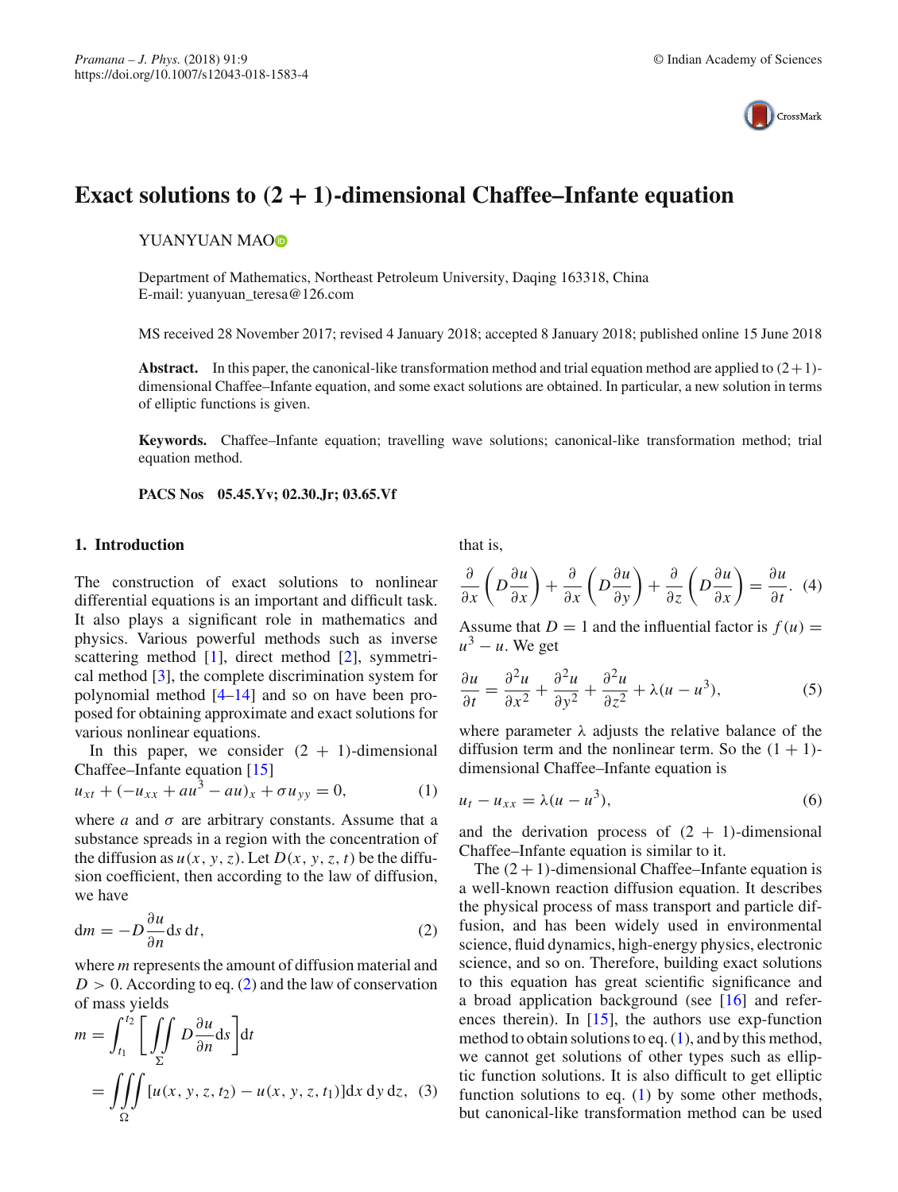Pramana – J. Phys. (2018) 91:9
https://doi.org/10.1007/s12043-018-1583-4

© Indian Academy of Sciences

# Exact solutions to (2 + 1)-dimensional Chaffee–Infante equation

YUANYUAN MAO

Department of Mathematics, Northeast Petroleum University, Daqing 163318, China
E-mail: yuanyuan_teresa@126.com

MS received 28 November 2017; revised 4 January 2018; accepted 8 January 2018; published online 15 June 2018

**Abstract.** In this paper, the canonical-like transformation method and trial equation method are applied to (2+1)-dimensional Chaffee–Infante equation, and some exact solutions are obtained. In particular, a new solution in terms of elliptic functions is given.

**Keywords.** Chaffee–Infante equation; travelling wave solutions; canonical-like transformation method; trial equation method.

**PACS Nos** 05.45.Yv; 02.30.Jr; 03.65.Vf

## 1. Introduction

The construction of exact solutions to nonlinear differential equations is an important and difficult task. It also plays a significant role in mathematics and physics. Various powerful methods such as inverse scattering method [1], direct method [2], symmetrical method [3], the complete discrimination system for polynomial method [4–14] and so on have been proposed for obtaining approximate and exact solutions for various nonlinear equations.

In this paper, we consider (2 + 1)-dimensional Chaffee–Infante equation [15]

$$u_{xt} + (-u_{xx} + au^3 - au)_x + \sigma u_{yy} = 0, \tag{1}$$

where $a$ and $\sigma$ are arbitrary constants. Assume that a substance spreads in a region with the concentration of the diffusion as $u(x, y, z)$. Let $D(x, y, z, t)$ be the diffusion coefficient, then according to the law of diffusion, we have

$$\mathrm{d}m = -D\frac{\partial u}{\partial n}\mathrm{d}s\,\mathrm{d}t, \tag{2}$$

where $m$ represents the amount of diffusion material and $D > 0$. According to eq. (2) and the law of conservation of mass yields

$$m = \int_{t_1}^{t_2}\left[\iint_{\Sigma} D\frac{\partial u}{\partial n}\mathrm{d}s\right]\mathrm{d}t$$
$$= \iiint_{\Omega}[u(x, y, z, t_2) - u(x, y, z, t_1)]\mathrm{d}x\,\mathrm{d}y\,\mathrm{d}z, \tag{3}$$

that is,

$$\frac{\partial}{\partial x}\left(D\frac{\partial u}{\partial x}\right) + \frac{\partial}{\partial x}\left(D\frac{\partial u}{\partial y}\right) + \frac{\partial}{\partial z}\left(D\frac{\partial u}{\partial x}\right) = \frac{\partial u}{\partial t}. \tag{4}$$

Assume that $D = 1$ and the influential factor is $f(u) = u^3 - u$. We get

$$\frac{\partial u}{\partial t} = \frac{\partial^2 u}{\partial x^2} + \frac{\partial^2 u}{\partial y^2} + \frac{\partial^2 u}{\partial z^2} + \lambda(u - u^3), \tag{5}$$

where parameter $\lambda$ adjusts the relative balance of the diffusion term and the nonlinear term. So the (1 + 1)-dimensional Chaffee–Infante equation is

$$u_t - u_{xx} = \lambda(u - u^3), \tag{6}$$

and the derivation process of (2 + 1)-dimensional Chaffee–Infante equation is similar to it.

The (2 + 1)-dimensional Chaffee–Infante equation is a well-known reaction diffusion equation. It describes the physical process of mass transport and particle diffusion, and has been widely used in environmental science, fluid dynamics, high-energy physics, electronic science, and so on. Therefore, building exact solutions to this equation has great scientific significance and a broad application background (see [16] and references therein). In [15], the authors use exp-function method to obtain solutions to eq. (1), and by this method, we cannot get solutions of other types such as elliptic function solutions. It is also difficult to get elliptic function solutions to eq. (1) by some other methods, but canonical-like transformation method can be used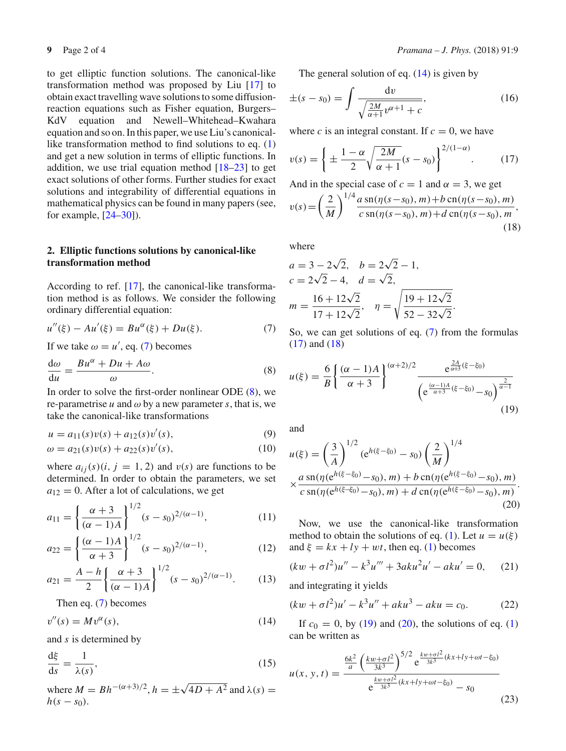to get elliptic function solutions. The canonical-like transformation method was proposed by Liu [17] to obtain exact travelling wave solutions to some diffusion-reaction equations such as Fisher equation, Burgers–KdV equation and Newell–Whitehead–Kwahara equation and so on. In this paper, we use Liu's canonical-like transformation method to find solutions to eq. (1) and get a new solution in terms of elliptic functions. In addition, we use trial equation method [18–23] to get exact solutions of other forms. Further studies for exact solutions and integrability of differential equations in mathematical physics can be found in many papers (see, for example, [24–30]).

## 2. Elliptic functions solutions by canonical-like transformation method

According to ref. [17], the canonical-like transformation method is as follows. We consider the following ordinary differential equation:

$$u''(\xi) - Au'(\xi) = Bu^{\alpha}(\xi) + Du(\xi). \tag{7}$$

If we take $\omega = u'$, eq. (7) becomes

$$\frac{\mathrm{d}\omega}{\mathrm{d}u} = \frac{Bu^{\alpha} + Du + A\omega}{\omega}. \tag{8}$$

In order to solve the first-order nonlinear ODE (8), we re-parametrise $u$ and $\omega$ by a new parameter $s$, that is, we take the canonical-like transformations

$$u = a_{11}(s)v(s) + a_{12}(s)v'(s), \tag{9}$$

$$\omega = a_{21}(s)v(s) + a_{22}(s)v'(s), \tag{10}$$

where $a_{ij}(s)(i, j = 1, 2)$ and $v(s)$ are functions to be determined. In order to obtain the parameters, we set $a_{12} = 0$. After a lot of calculations, we get

$$a_{11} = \left\{\frac{\alpha + 3}{(\alpha - 1)A}\right\}^{1/2} (s - s_0)^{2/(\alpha-1)}, \tag{11}$$

$$a_{22} = \left\{\frac{(\alpha - 1)A}{\alpha + 3}\right\}^{1/2} (s - s_0)^{2/(\alpha-1)}, \tag{12}$$

$$a_{21} = \frac{A - h}{2}\left\{\frac{\alpha + 3}{(\alpha - 1)A}\right\}^{1/2} (s - s_0)^{2/(\alpha-1)}. \tag{13}$$

Then eq. (7) becomes

$$v''(s) = Mv^{\alpha}(s), \tag{14}$$

and $s$ is determined by

$$\frac{\mathrm{d}\xi}{\mathrm{d}s} = \frac{1}{\lambda(s)}, \tag{15}$$

where $M = Bh^{-(\alpha+3)/2}$, $h = \pm\sqrt{4D + A^2}$ and $\lambda(s) = h(s - s_0)$.

The general solution of eq. (14) is given by

$$\pm(s - s_0) = \int \frac{\mathrm{d}v}{\sqrt{\frac{2M}{\alpha+1}v^{\alpha+1} + c}}, \tag{16}$$

where $c$ is an integral constant. If $c = 0$, we have

$$v(s) = \left\{\pm\frac{1 - \alpha}{2}\sqrt{\frac{2M}{\alpha + 1}}(s - s_0)\right\}^{2/(1-\alpha)}. \tag{17}$$

And in the special case of $c = 1$ and $\alpha = 3$, we get

$$v(s) = \left(\frac{2}{M}\right)^{1/4} \frac{a\,\mathrm{sn}(\eta(s - s_0), m) + b\,\mathrm{cn}(\eta(s - s_0), m)}{c\,\mathrm{sn}(\eta(s - s_0), m) + d\,\mathrm{cn}(\eta(s - s_0), m}, \tag{18}$$

where

$$a = 3 - 2\sqrt{2}, \quad b = 2\sqrt{2} - 1,$$
$$c = 2\sqrt{2} - 4, \quad d = \sqrt{2},$$
$$m = \frac{16 + 12\sqrt{2}}{17 + 12\sqrt{2}}, \quad \eta = \sqrt{\frac{19 + 12\sqrt{2}}{52 - 32\sqrt{2}}}.$$

So, we can get solutions of eq. (7) from the formulas (17) and (18)

$$u(\xi) = \frac{6}{B}\left\{\frac{(\alpha - 1)A}{\alpha + 3}\right\}^{(\alpha+2)/2} \frac{\mathrm{e}^{\frac{2A}{\alpha+3}(\xi-\xi_0)}}{\left(\mathrm{e}^{\frac{(\alpha-1)A}{\alpha+3}(\xi-\xi_0)} - s_0\right)^{\frac{2}{\alpha-1}}} \tag{19}$$

and

$$u(\xi) = \left(\frac{3}{A}\right)^{1/2} (\mathrm{e}^{h(\xi-\xi_0)} - s_0)\left(\frac{2}{M}\right)^{1/4}$$
$$\times \frac{a\,\mathrm{sn}(\eta(\mathrm{e}^{h(\xi-\xi_0)} - s_0), m) + b\,\mathrm{cn}(\eta(\mathrm{e}^{h(\xi-\xi_0)} - s_0), m)}{c\,\mathrm{sn}(\eta(\mathrm{e}^{h(\xi-\xi_0)} - s_0), m) + d\,\mathrm{cn}(\eta(\mathrm{e}^{h(\xi-\xi_0)} - s_0), m)}. \tag{20}$$

Now, we use the canonical-like transformation method to obtain the solutions of eq. (1). Let $u = u(\xi)$ and $\xi = kx + ly + wt$, then eq. (1) becomes

$$(kw + \sigma l^2)u'' - k^3u''' + 3aku^2u' - aku' = 0, \tag{21}$$

and integrating it yields

$$(kw + \sigma l^2)u' - k^3u'' + aku^3 - aku = c_0. \tag{22}$$

If $c_0 = 0$, by (19) and (20), the solutions of eq. (1) can be written as

$$u(x, y, t) = \frac{\frac{6k^2}{a}\left(\frac{kw+\sigma l^2}{3k^3}\right)^{5/2} \mathrm{e}^{\frac{kw+\sigma l^2}{3k^3}(kx+ly+\omega t-\xi_0)}}{\mathrm{e}^{\frac{kw+\sigma l^2}{3k^3}(kx+ly+\omega t-\xi_0)} - s_0} \tag{23}$$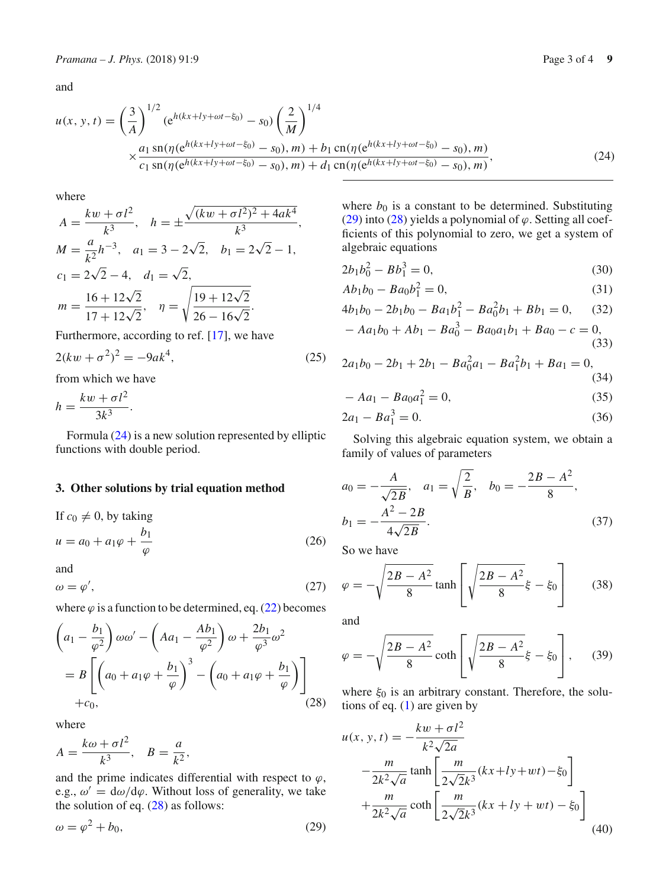and

$$
u(x, y, t) = \left(\frac{3}{A}\right)^{1/2} (\mathrm{e}^{h(kx+ly+\omega t-\xi_0)} - s_0) \left(\frac{2}{M}\right)^{1/4} \times \frac{a_1 \,\mathrm{sn}(\eta(\mathrm{e}^{h(kx+ly+\omega t-\xi_0)} - s_0), m) + b_1 \,\mathrm{cn}(\eta(\mathrm{e}^{h(kx+ly+\omega t-\xi_0)} - s_0), m)}{c_1 \,\mathrm{sn}(\eta(\mathrm{e}^{h(kx+ly+\omega t-\xi_0)} - s_0), m) + d_1 \,\mathrm{cn}(\eta(\mathrm{e}^{h(kx+ly+\omega t-\xi_0)} - s_0), m)}, \tag{24}
$$

where

$$
A = \frac{kw + \sigma l^2}{k^3}, \quad h = \pm \frac{\sqrt{(kw + \sigma l^2)^2 + 4ak^4}}{k^3},
$$

$$
M = \frac{a}{k^2} h^{-3}, \quad a_1 = 3 - 2\sqrt{2}, \quad b_1 = 2\sqrt{2} - 1,
$$

$$
c_1 = 2\sqrt{2} - 4, \quad d_1 = \sqrt{2},
$$

$$
m = \frac{16 + 12\sqrt{2}}{17 + 12\sqrt{2}}, \quad \eta = \sqrt{\frac{19 + 12\sqrt{2}}{26 - 16\sqrt{2}}}.
$$

Furthermore, according to ref. [17], we have

$$
2(kw + \sigma^2)^2 = -9ak^4, \tag{25}
$$

from which we have

$$
h = \frac{kw + \sigma l^2}{3k^3}.
$$

Formula (24) is a new solution represented by elliptic functions with double period.

## 3. Other solutions by trial equation method

If $c_0 \neq 0$, by taking

$$
u = a_0 + a_1 \varphi + \frac{b_1}{\varphi} \tag{26}
$$

and

$$
\omega = \varphi', \tag{27}
$$

where $\varphi$ is a function to be determined, eq. (22) becomes

$$
\left(a_1 - \frac{b_1}{\varphi^2}\right) \omega \omega' - \left(A a_1 - \frac{A b_1}{\varphi^2}\right) \omega + \frac{2b_1}{\varphi^3} \omega^2 = B \left[\left(a_0 + a_1 \varphi + \frac{b_1}{\varphi}\right)^3 - \left(a_0 + a_1 \varphi + \frac{b_1}{\varphi}\right)\right] + c_0, \tag{28}
$$

where

$$
A = \frac{k\omega + \sigma l^2}{k^3}, \quad B = \frac{a}{k^2},
$$

and the prime indicates differential with respect to $\varphi$, e.g., $\omega' = \mathrm{d}\omega / \mathrm{d}\varphi$. Without loss of generality, we take the solution of eq. (28) as follows:

$$
\omega = \varphi^2 + b_0, \tag{29}
$$

where $b_0$ is a constant to be determined. Substituting (29) into (28) yields a polynomial of $\varphi$. Setting all coefficients of this polynomial to zero, we get a system of algebraic equations

$$
2b_1 b_0^2 - B b_1^3 = 0, \tag{30}
$$

$$
A b_1 b_0 - B a_0 b_1^2 = 0, \tag{31}
$$

$$
4b_1 b_0 - 2b_1 b_0 - B a_1 b_1^2 - B a_0^2 b_1 + B b_1 = 0, \tag{32}
$$

$$
- A a_1 b_0 + A b_1 - B a_0^3 - B a_0 a_1 b_1 + B a_0 - c = 0, \tag{33}
$$

$$
2a_1 b_0 - 2b_1 + 2b_1 - B a_0^2 a_1 - B a_1^2 b_1 + B a_1 = 0, \tag{34}
$$

$$
- A a_1 - B a_0 a_1^2 = 0, \tag{35}
$$

$$
2a_1 - B a_1^3 = 0. \tag{36}
$$

Solving this algebraic equation system, we obtain a family of values of parameters

$$
a_0 = -\frac{A}{\sqrt{2B}}, \quad a_1 = \sqrt{\frac{2}{B}}, \quad b_0 = -\frac{2B - A^2}{8},
$$

$$
b_1 = -\frac{A^2 - 2B}{4\sqrt{2B}}. \tag{37}
$$

So we have

$$
\varphi = -\sqrt{\frac{2B - A^2}{8}} \tanh\left[\sqrt{\frac{2B - A^2}{8}} \xi - \xi_0\right] \tag{38}
$$

and

$$
\varphi = -\sqrt{\frac{2B - A^2}{8}} \coth\left[\sqrt{\frac{2B - A^2}{8}} \xi - \xi_0\right], \tag{39}
$$

where $\xi_0$ is an arbitrary constant. Therefore, the solutions of eq. (1) are given by

$$
u(x, y, t) = -\frac{kw + \sigma l^2}{k^2 \sqrt{2a}} - \frac{m}{2k^2 \sqrt{a}} \tanh\left[\frac{m}{2\sqrt{2}k^3}(kx + ly + wt) - \xi_0\right] + \frac{m}{2k^2 \sqrt{a}} \coth\left[\frac{m}{2\sqrt{2}k^3}(kx + ly + wt) - \xi_0\right] \tag{40}
$$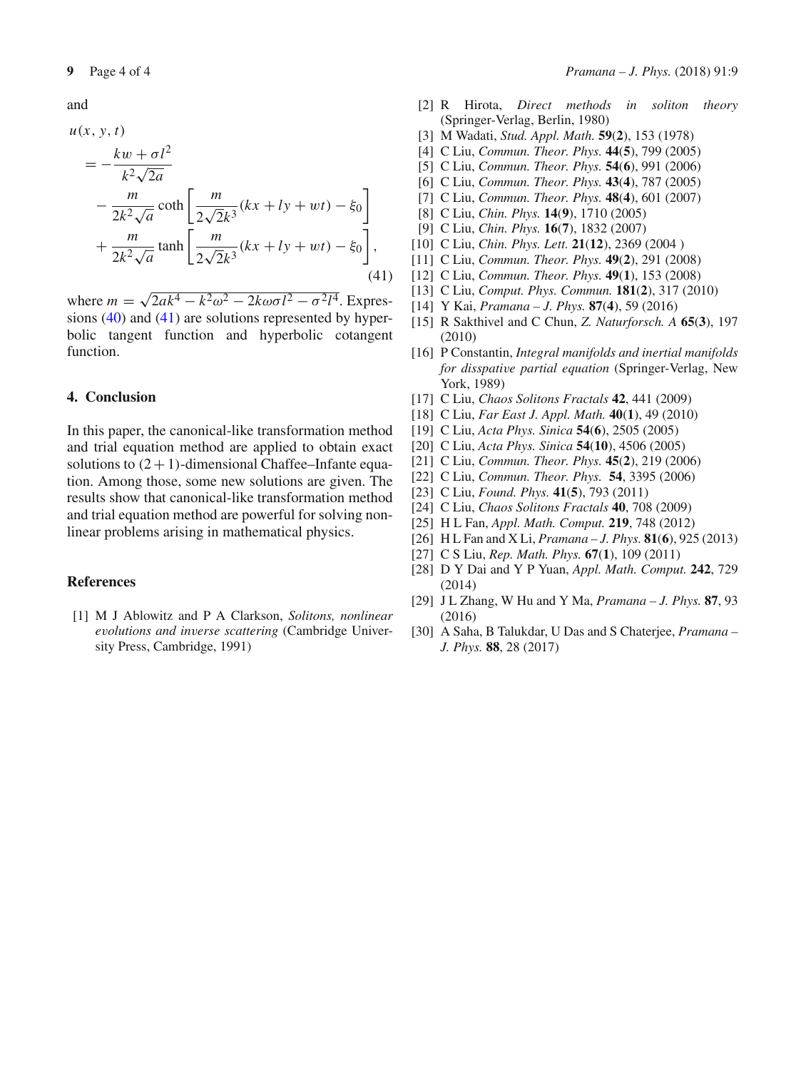and

$$
\begin{aligned}
u(x, y, t) &= -\frac{kw + \sigma l^2}{k^2\sqrt{2a}} \\
&\quad - \frac{m}{2k^2\sqrt{a}} \coth\left[\frac{m}{2\sqrt{2}k^3}(kx + ly + wt) - \xi_0\right] \\
&\quad + \frac{m}{2k^2\sqrt{a}} \tanh\left[\frac{m}{2\sqrt{2}k^3}(kx + ly + wt) - \xi_0\right],
\end{aligned}
\tag{41}
$$

where $m = \sqrt{2ak^4 - k^2\omega^2 - 2k\omega\sigma l^2 - \sigma^2 l^4}$. Expressions (40) and (41) are solutions represented by hyperbolic tangent function and hyperbolic cotangent function.

## 4. Conclusion

In this paper, the canonical-like transformation method and trial equation method are applied to obtain exact solutions to $(2+1)$-dimensional Chaffee–Infante equation. Among those, some new solutions are given. The results show that canonical-like transformation method and trial equation method are powerful for solving nonlinear problems arising in mathematical physics.

## References

[1] M J Ablowitz and P A Clarkson, *Solitons, nonlinear evolutions and inverse scattering* (Cambridge University Press, Cambridge, 1991)

[2] R Hirota, *Direct methods in soliton theory* (Springer-Verlag, Berlin, 1980)

[3] M Wadati, *Stud. Appl. Math.* **59**(**2**), 153 (1978)

[4] C Liu, *Commun. Theor. Phys.* **44**(**5**), 799 (2005)

[5] C Liu, *Commun. Theor. Phys.* **54**(**6**), 991 (2006)

[6] C Liu, *Commun. Theor. Phys.* **43**(**4**), 787 (2005)

[7] C Liu, *Commun. Theor. Phys.* **48**(**4**), 601 (2007)

[8] C Liu, *Chin. Phys.* **14**(**9**), 1710 (2005)

[9] C Liu, *Chin. Phys.* **16**(**7**), 1832 (2007)

[10] C Liu, *Chin. Phys. Lett.* **21**(**12**), 2369 (2004 )

[11] C Liu, *Commun. Theor. Phys.* **49**(**2**), 291 (2008)

[12] C Liu, *Commun. Theor. Phys.* **49**(**1**), 153 (2008)

[13] C Liu, *Comput. Phys. Commun.* **181**(**2**), 317 (2010)

[14] Y Kai, *Pramana – J. Phys.* **87**(**4**), 59 (2016)

[15] R Sakthivel and C Chun, *Z. Naturforsch. A* **65**(**3**), 197 (2010)

[16] P Constantin, *Integral manifolds and inertial manifolds for disspative partial equation* (Springer-Verlag, New York, 1989)

[17] C Liu, *Chaos Solitons Fractals* **42**, 441 (2009)

[18] C Liu, *Far East J. Appl. Math.* **40**(**1**), 49 (2010)

[19] C Liu, *Acta Phys. Sinica* **54**(**6**), 2505 (2005)

[20] C Liu, *Acta Phys. Sinica* **54**(**10**), 4506 (2005)

[21] C Liu, *Commun. Theor. Phys.* **45**(**2**), 219 (2006)

[22] C Liu, *Commun. Theor. Phys.* **54**, 3395 (2006)

[23] C Liu, *Found. Phys.* **41**(**5**), 793 (2011)

[24] C Liu, *Chaos Solitons Fractals* **40**, 708 (2009)

[25] H L Fan, *Appl. Math. Comput.* **219**, 748 (2012)

[26] H L Fan and X Li, *Pramana – J. Phys.* **81**(**6**), 925 (2013)

[27] C S Liu, *Rep. Math. Phys.* **67**(**1**), 109 (2011)

[28] D Y Dai and Y P Yuan, *Appl. Math. Comput.* **242**, 729 (2014)

[29] J L Zhang, W Hu and Y Ma, *Pramana – J. Phys.* **87**, 93 (2016)

[30] A Saha, B Talukdar, U Das and S Chaterjee, *Pramana – J. Phys.* **88**, 28 (2017)